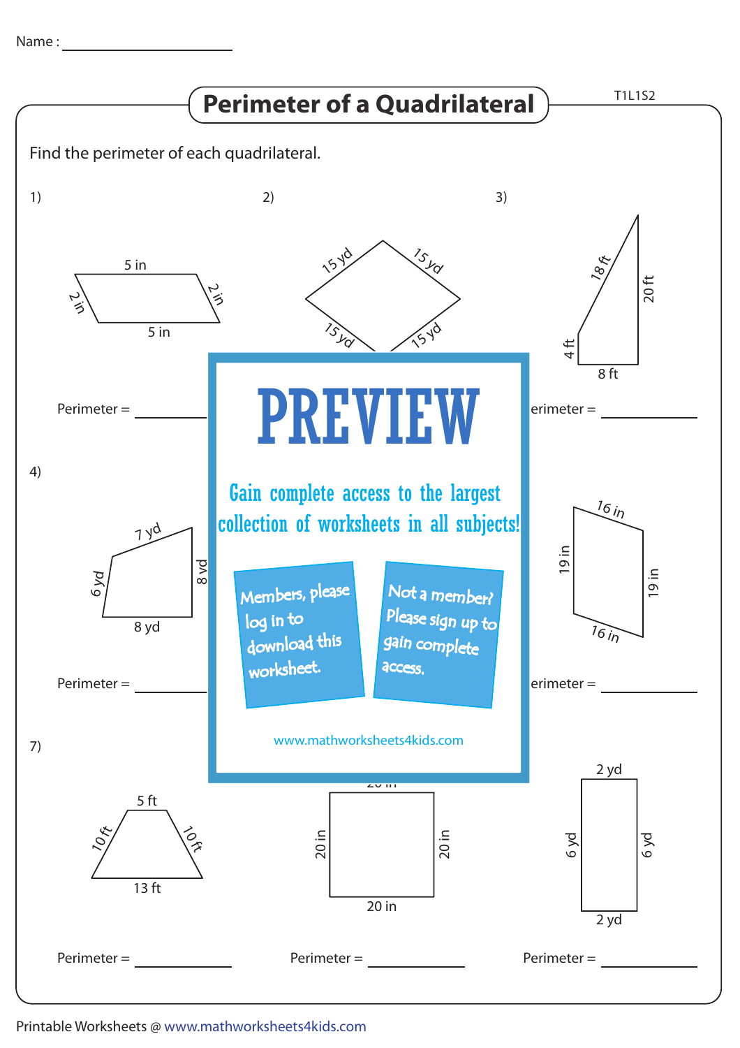Name : ______________________

# Perimeter of a Quadrilateral

T1L1S2

Find the perimeter of each quadrilateral.

1) 5 in, 2 in, 2 in, 5 in

Perimeter = ________

2) 15 yd, 15 yd, 15 yd, 15 yd

3) 18 ft, 20 ft, 4 ft, 8 ft

erimeter = ________

4) 7 yd, 6 yd, 8 yd, 8 yd

Perimeter = ________

16 in, 19 in, 19 in, 16 in

erimeter = ________

**PREVIEW**

Gain complete access to the largest collection of worksheets in all subjects!

Members, please log in to download this worksheet.

Not a member? Please sign up to gain complete access.

www.mathworksheets4kids.com

7) 5 ft, 10 ft, 10 ft, 13 ft

Perimeter = ________

20 in, 20 in, 20 in, 20 in

Perimeter = ________

2 yd, 6 yd, 6 yd, 2 yd

Perimeter = ________

Printable Worksheets @ www.mathworksheets4kids.com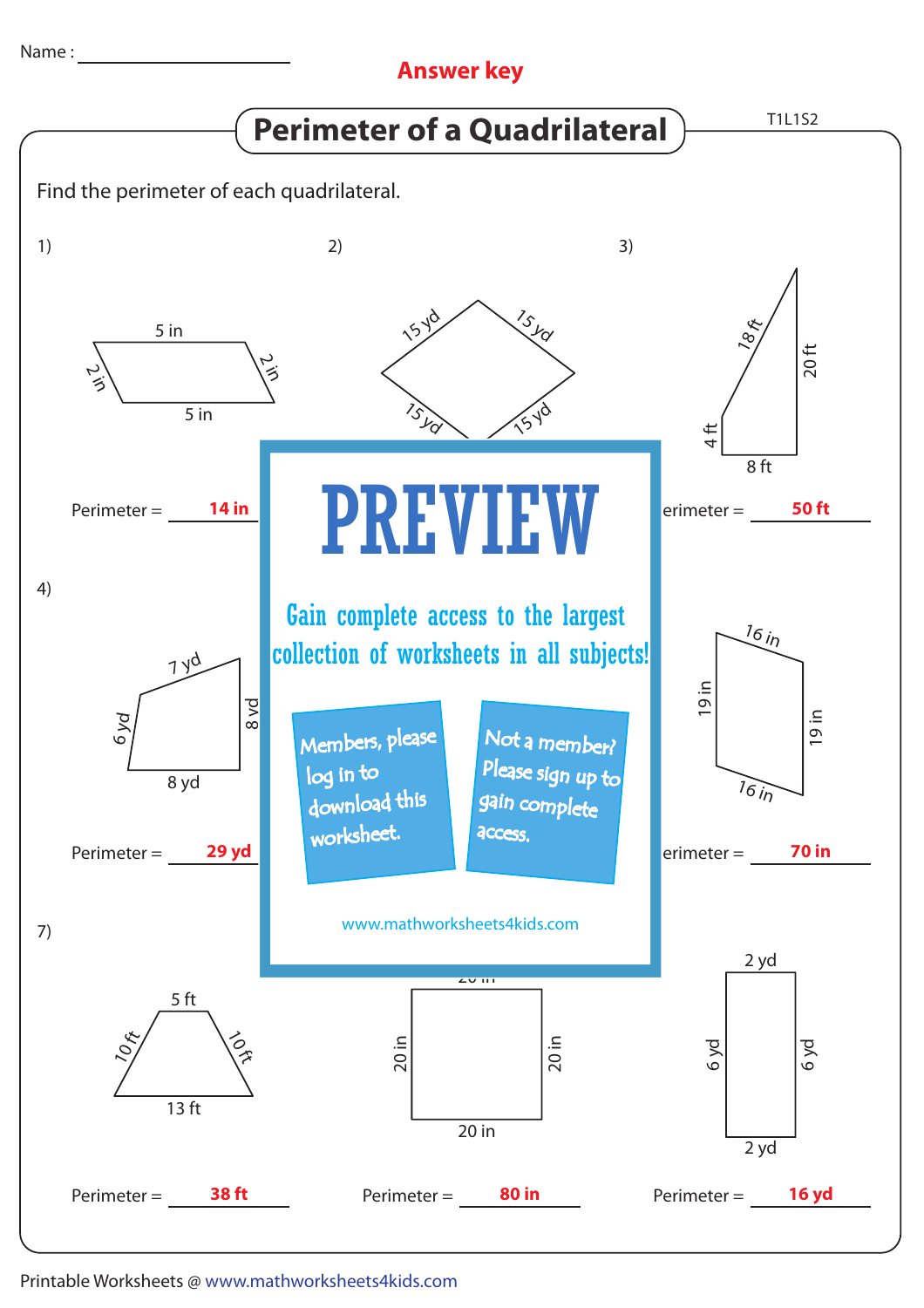Name : ____________________

**Answer key**

# Perimeter of a Quadrilateral

T1L1S2

Find the perimeter of each quadrilateral.

1)

5 in

2 in

2 in

5 in

Perimeter = **14 in**

2)

15 yd

15 yd

15 yd

15 yd

3)

18 ft

20 ft

4 ft

8 ft

erimeter = **50 ft**

4)

7 yd

6 yd

8 yd

8 yd

Perimeter = **29 yd**

16 in

19 in

19 in

16 in

erimeter = **70 in**

# PREVIEW

Gain complete access to the largest collection of worksheets in all subjects!

Members, please log in to download this worksheet.

Not a member? Please sign up to gain complete access.

www.mathworksheets4kids.com

7)

5 ft

10 ft

10 ft

13 ft

Perimeter = **38 ft**

20 in

20 in

20 in

20 in

Perimeter = **80 in**

2 yd

6 yd

6 yd

2 yd

Perimeter = **16 yd**

Printable Worksheets @ www.mathworksheets4kids.com